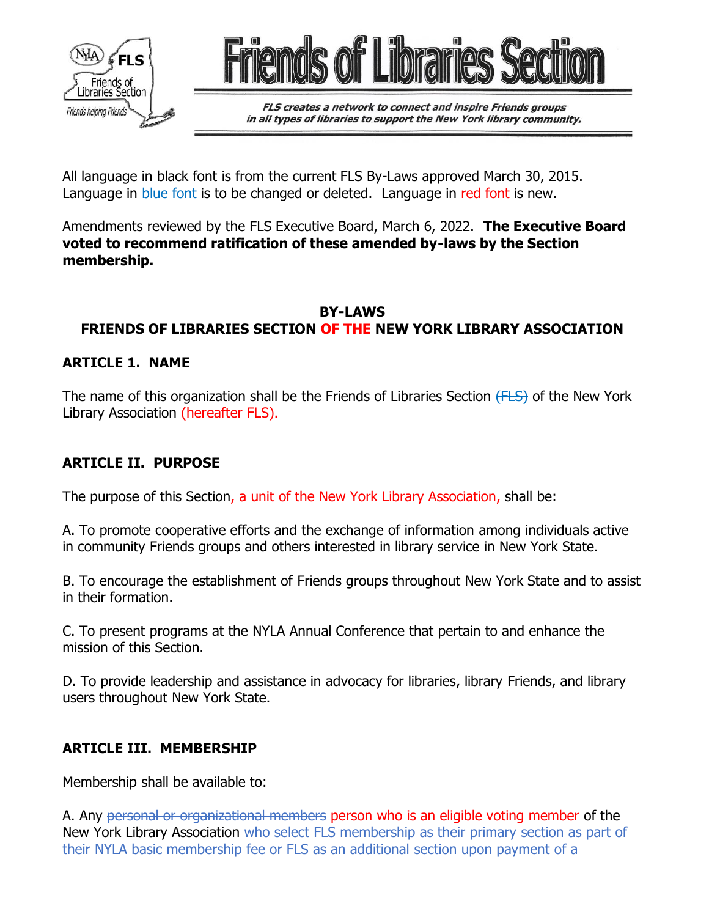# Friends of Libraries Section

*FLS creates a network to connect and inspire Friends groups in all types of libraries to support the New York library community.*

All language in black font is from the current FLS By-Laws approved March 30, 2015. Language in blue font is to be changed or deleted. Language in red font is new.

Amendments reviewed by the FLS Executive Board, March 6, 2022. **The Executive Board voted to recommend ratification of these amended by-laws by the Section membership.**

## BY-LAWS
## FRIENDS OF LIBRARIES SECTION OF THE NEW YORK LIBRARY ASSOCIATION

### ARTICLE 1. NAME

The name of this organization shall be the Friends of Libraries Section ~~(FLS)~~ of the New York Library Association (hereafter FLS).

### ARTICLE II. PURPOSE

The purpose of this Section, a unit of the New York Library Association, shall be:

A. To promote cooperative efforts and the exchange of information among individuals active in community Friends groups and others interested in library service in New York State.

B. To encourage the establishment of Friends groups throughout New York State and to assist in their formation.

C. To present programs at the NYLA Annual Conference that pertain to and enhance the mission of this Section.

D. To provide leadership and assistance in advocacy for libraries, library Friends, and library users throughout New York State.

### ARTICLE III. MEMBERSHIP

Membership shall be available to:

A. Any ~~personal or organizational members~~ person who is an eligible voting member of the New York Library Association ~~who select FLS membership as their primary section as part of their NYLA basic membership fee or FLS as an additional section upon payment of a~~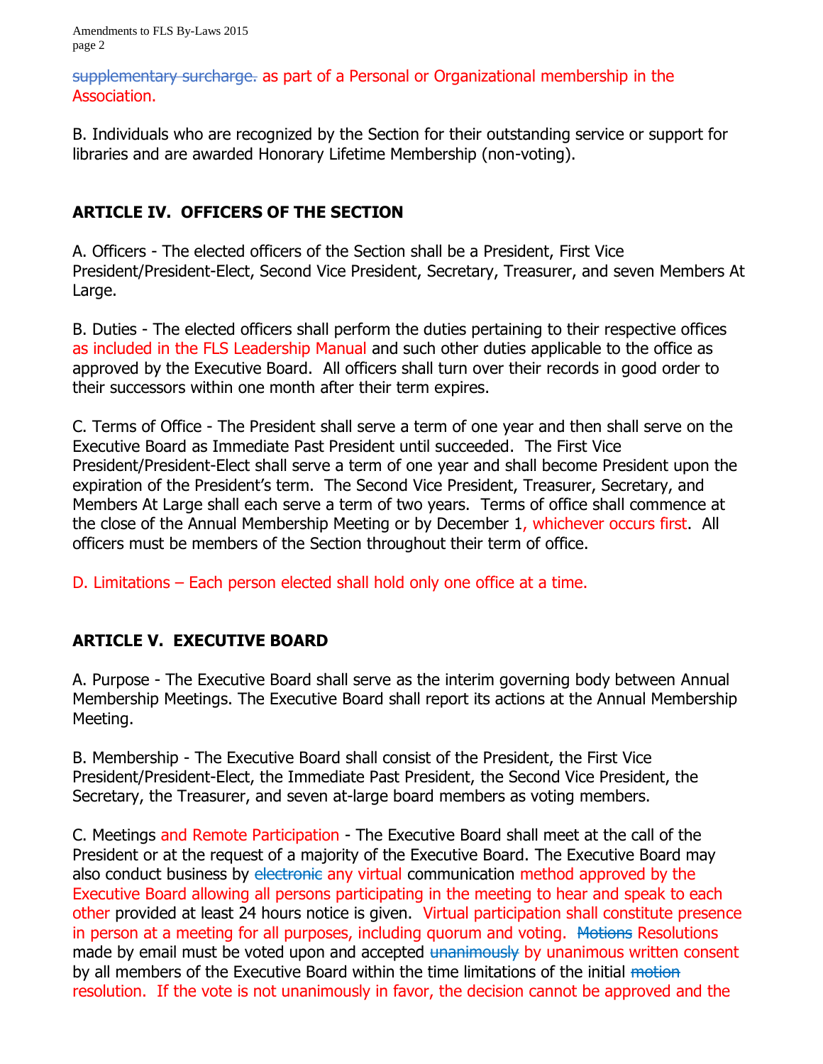~~supplementary surcharge.~~ as part of a Personal or Organizational membership in the Association.

B. Individuals who are recognized by the Section for their outstanding service or support for libraries and are awarded Honorary Lifetime Membership (non-voting).

## ARTICLE IV. OFFICERS OF THE SECTION

A. Officers - The elected officers of the Section shall be a President, First Vice President/President-Elect, Second Vice President, Secretary, Treasurer, and seven Members At Large.

B. Duties - The elected officers shall perform the duties pertaining to their respective offices as included in the FLS Leadership Manual and such other duties applicable to the office as approved by the Executive Board. All officers shall turn over their records in good order to their successors within one month after their term expires.

C. Terms of Office - The President shall serve a term of one year and then shall serve on the Executive Board as Immediate Past President until succeeded. The First Vice President/President-Elect shall serve a term of one year and shall become President upon the expiration of the President's term. The Second Vice President, Treasurer, Secretary, and Members At Large shall each serve a term of two years. Terms of office shall commence at the close of the Annual Membership Meeting or by December 1, whichever occurs first. All officers must be members of the Section throughout their term of office.

D. Limitations – Each person elected shall hold only one office at a time.

## ARTICLE V. EXECUTIVE BOARD

A. Purpose - The Executive Board shall serve as the interim governing body between Annual Membership Meetings. The Executive Board shall report its actions at the Annual Membership Meeting.

B. Membership - The Executive Board shall consist of the President, the First Vice President/President-Elect, the Immediate Past President, the Second Vice President, the Secretary, the Treasurer, and seven at-large board members as voting members.

C. Meetings and Remote Participation - The Executive Board shall meet at the call of the President or at the request of a majority of the Executive Board. The Executive Board may also conduct business by ~~electronic~~ any virtual communication method approved by the Executive Board allowing all persons participating in the meeting to hear and speak to each other provided at least 24 hours notice is given. Virtual participation shall constitute presence in person at a meeting for all purposes, including quorum and voting. ~~Motions~~ Resolutions made by email must be voted upon and accepted ~~unanimously~~ by unanimous written consent by all members of the Executive Board within the time limitations of the initial ~~motion~~ resolution. If the vote is not unanimously in favor, the decision cannot be approved and the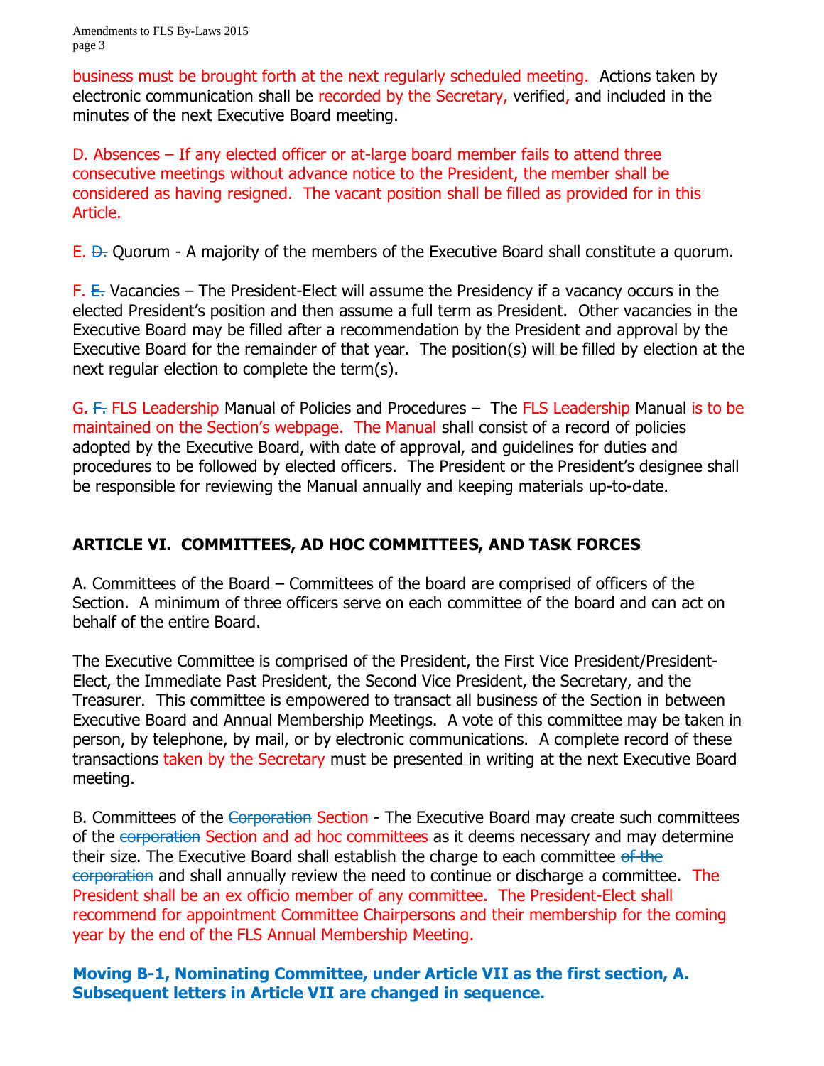business must be brought forth at the next regularly scheduled meeting. Actions taken by electronic communication shall be recorded by the Secretary, verified, and included in the minutes of the next Executive Board meeting.

D. Absences – If any elected officer or at-large board member fails to attend three consecutive meetings without advance notice to the President, the member shall be considered as having resigned. The vacant position shall be filled as provided for in this Article.

E. ~~D.~~ Quorum - A majority of the members of the Executive Board shall constitute a quorum.

F. ~~E.~~ Vacancies – The President-Elect will assume the Presidency if a vacancy occurs in the elected President's position and then assume a full term as President. Other vacancies in the Executive Board may be filled after a recommendation by the President and approval by the Executive Board for the remainder of that year. The position(s) will be filled by election at the next regular election to complete the term(s).

G. ~~F.~~ FLS Leadership Manual of Policies and Procedures – The FLS Leadership Manual is to be maintained on the Section's webpage. The Manual shall consist of a record of policies adopted by the Executive Board, with date of approval, and guidelines for duties and procedures to be followed by elected officers. The President or the President's designee shall be responsible for reviewing the Manual annually and keeping materials up-to-date.

## ARTICLE VI. COMMITTEES, AD HOC COMMITTEES, AND TASK FORCES

A. Committees of the Board – Committees of the board are comprised of officers of the Section. A minimum of three officers serve on each committee of the board and can act on behalf of the entire Board.

The Executive Committee is comprised of the President, the First Vice President/President-Elect, the Immediate Past President, the Second Vice President, the Secretary, and the Treasurer. This committee is empowered to transact all business of the Section in between Executive Board and Annual Membership Meetings. A vote of this committee may be taken in person, by telephone, by mail, or by electronic communications. A complete record of these transactions taken by the Secretary must be presented in writing at the next Executive Board meeting.

B. Committees of the ~~Corporation~~ Section - The Executive Board may create such committees of the ~~corporation~~ Section and ad hoc committees as it deems necessary and may determine their size. The Executive Board shall establish the charge to each committee ~~of the corporation~~ and shall annually review the need to continue or discharge a committee. The President shall be an ex officio member of any committee. The President-Elect shall recommend for appointment Committee Chairpersons and their membership for the coming year by the end of the FLS Annual Membership Meeting.

**Moving B-1, Nominating Committee, under Article VII as the first section, A. Subsequent letters in Article VII are changed in sequence.**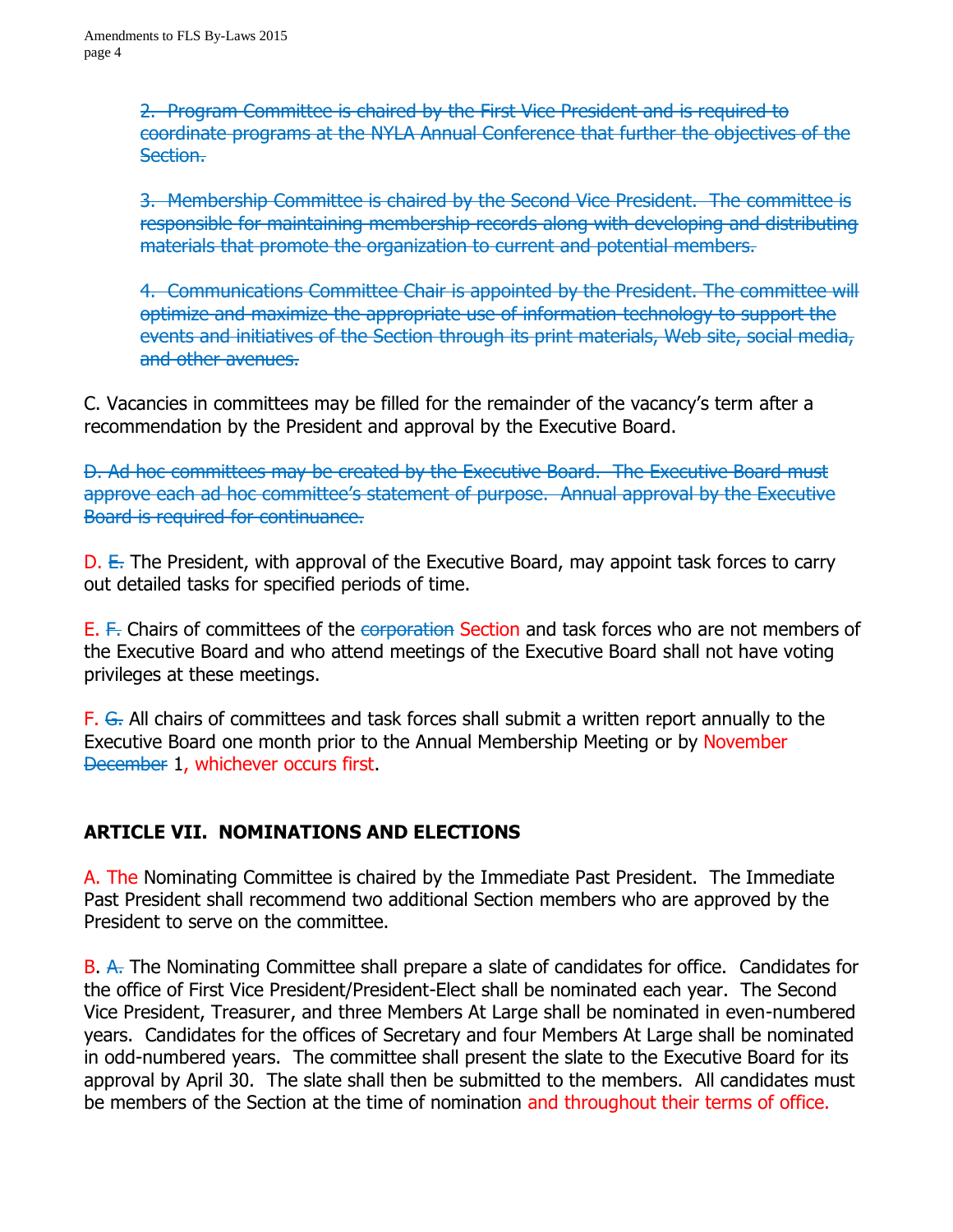~~2. Program Committee is chaired by the First Vice President and is required to coordinate programs at the NYLA Annual Conference that further the objectives of the Section.~~

~~3. Membership Committee is chaired by the Second Vice President. The committee is responsible for maintaining membership records along with developing and distributing materials that promote the organization to current and potential members.~~

~~4. Communications Committee Chair is appointed by the President. The committee will optimize and maximize the appropriate use of information technology to support the events and initiatives of the Section through its print materials, Web site, social media, and other avenues.~~

C. Vacancies in committees may be filled for the remainder of the vacancy's term after a recommendation by the President and approval by the Executive Board.

~~D. Ad hoc committees may be created by the Executive Board. The Executive Board must approve each ad hoc committee's statement of purpose. Annual approval by the Executive Board is required for continuance.~~

D. ~~E.~~ The President, with approval of the Executive Board, may appoint task forces to carry out detailed tasks for specified periods of time.

E. ~~F.~~ Chairs of committees of the ~~corporation~~ Section and task forces who are not members of the Executive Board and who attend meetings of the Executive Board shall not have voting privileges at these meetings.

F. ~~G.~~ All chairs of committees and task forces shall submit a written report annually to the Executive Board one month prior to the Annual Membership Meeting or by November ~~December~~ 1, whichever occurs first.

## ARTICLE VII. NOMINATIONS AND ELECTIONS

A. The Nominating Committee is chaired by the Immediate Past President. The Immediate Past President shall recommend two additional Section members who are approved by the President to serve on the committee.

B. ~~A.~~ The Nominating Committee shall prepare a slate of candidates for office. Candidates for the office of First Vice President/President-Elect shall be nominated each year. The Second Vice President, Treasurer, and three Members At Large shall be nominated in even-numbered years. Candidates for the offices of Secretary and four Members At Large shall be nominated in odd-numbered years. The committee shall present the slate to the Executive Board for its approval by April 30. The slate shall then be submitted to the members. All candidates must be members of the Section at the time of nomination and throughout their terms of office.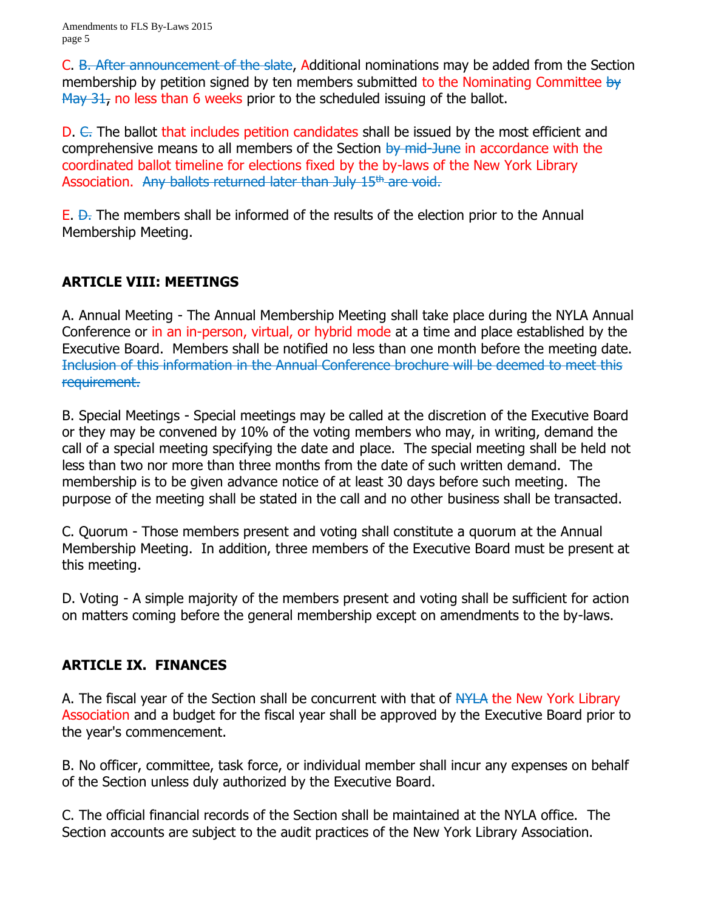C. ~~B. After announcement of the slate~~, Additional nominations may be added from the Section membership by petition signed by ten members submitted to the Nominating Committee ~~by May 31~~, no less than 6 weeks prior to the scheduled issuing of the ballot.

D. ~~C.~~ The ballot that includes petition candidates shall be issued by the most efficient and comprehensive means to all members of the Section ~~by mid-June~~ in accordance with the coordinated ballot timeline for elections fixed by the by-laws of the New York Library Association. ~~Any ballots returned later than July 15th are void.~~

E. ~~D.~~ The members shall be informed of the results of the election prior to the Annual Membership Meeting.

## ARTICLE VIII: MEETINGS

A. Annual Meeting - The Annual Membership Meeting shall take place during the NYLA Annual Conference or in an in-person, virtual, or hybrid mode at a time and place established by the Executive Board. Members shall be notified no less than one month before the meeting date. ~~Inclusion of this information in the Annual Conference brochure will be deemed to meet this requirement.~~

B. Special Meetings - Special meetings may be called at the discretion of the Executive Board or they may be convened by 10% of the voting members who may, in writing, demand the call of a special meeting specifying the date and place. The special meeting shall be held not less than two nor more than three months from the date of such written demand. The membership is to be given advance notice of at least 30 days before such meeting. The purpose of the meeting shall be stated in the call and no other business shall be transacted.

C. Quorum - Those members present and voting shall constitute a quorum at the Annual Membership Meeting. In addition, three members of the Executive Board must be present at this meeting.

D. Voting - A simple majority of the members present and voting shall be sufficient for action on matters coming before the general membership except on amendments to the by-laws.

## ARTICLE IX. FINANCES

A. The fiscal year of the Section shall be concurrent with that of ~~NYLA~~ the New York Library Association and a budget for the fiscal year shall be approved by the Executive Board prior to the year's commencement.

B. No officer, committee, task force, or individual member shall incur any expenses on behalf of the Section unless duly authorized by the Executive Board.

C. The official financial records of the Section shall be maintained at the NYLA office. The Section accounts are subject to the audit practices of the New York Library Association.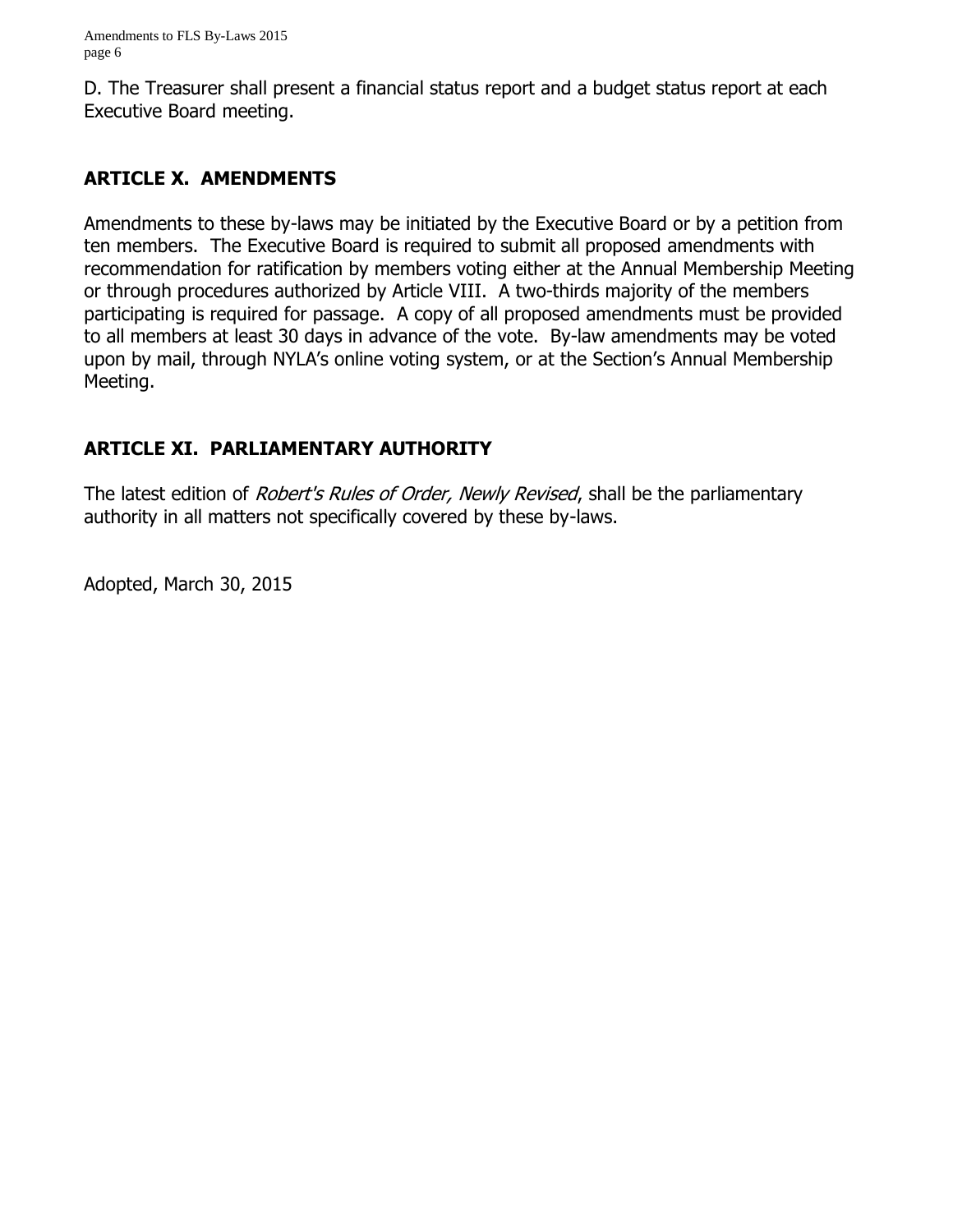D. The Treasurer shall present a financial status report and a budget status report at each Executive Board meeting.

## ARTICLE X. AMENDMENTS

Amendments to these by-laws may be initiated by the Executive Board or by a petition from ten members. The Executive Board is required to submit all proposed amendments with recommendation for ratification by members voting either at the Annual Membership Meeting or through procedures authorized by Article VIII. A two-thirds majority of the members participating is required for passage. A copy of all proposed amendments must be provided to all members at least 30 days in advance of the vote. By-law amendments may be voted upon by mail, through NYLA's online voting system, or at the Section's Annual Membership Meeting.

## ARTICLE XI. PARLIAMENTARY AUTHORITY

The latest edition of *Robert's Rules of Order, Newly Revised*, shall be the parliamentary authority in all matters not specifically covered by these by-laws.

Adopted, March 30, 2015